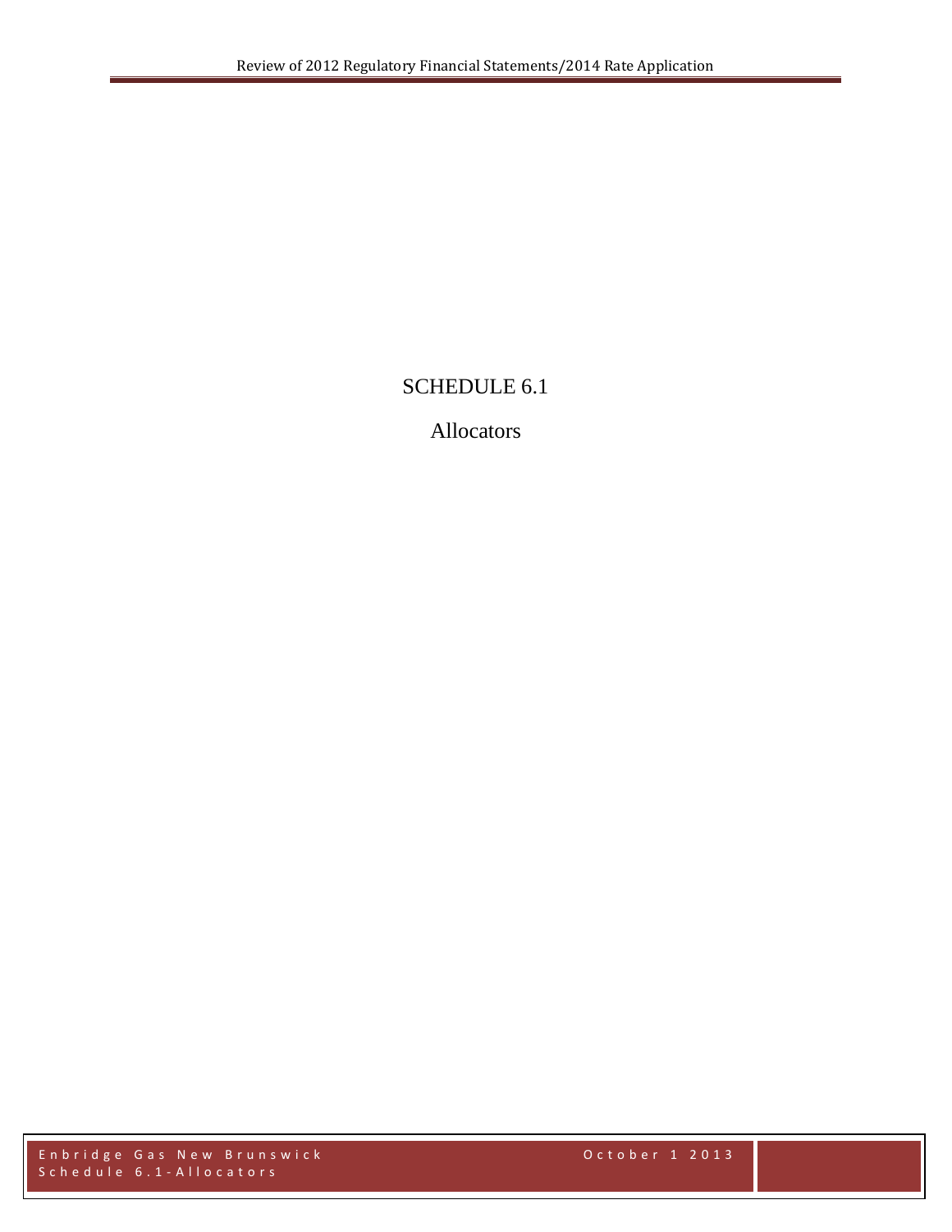# SCHEDULE 6.1

## Allocators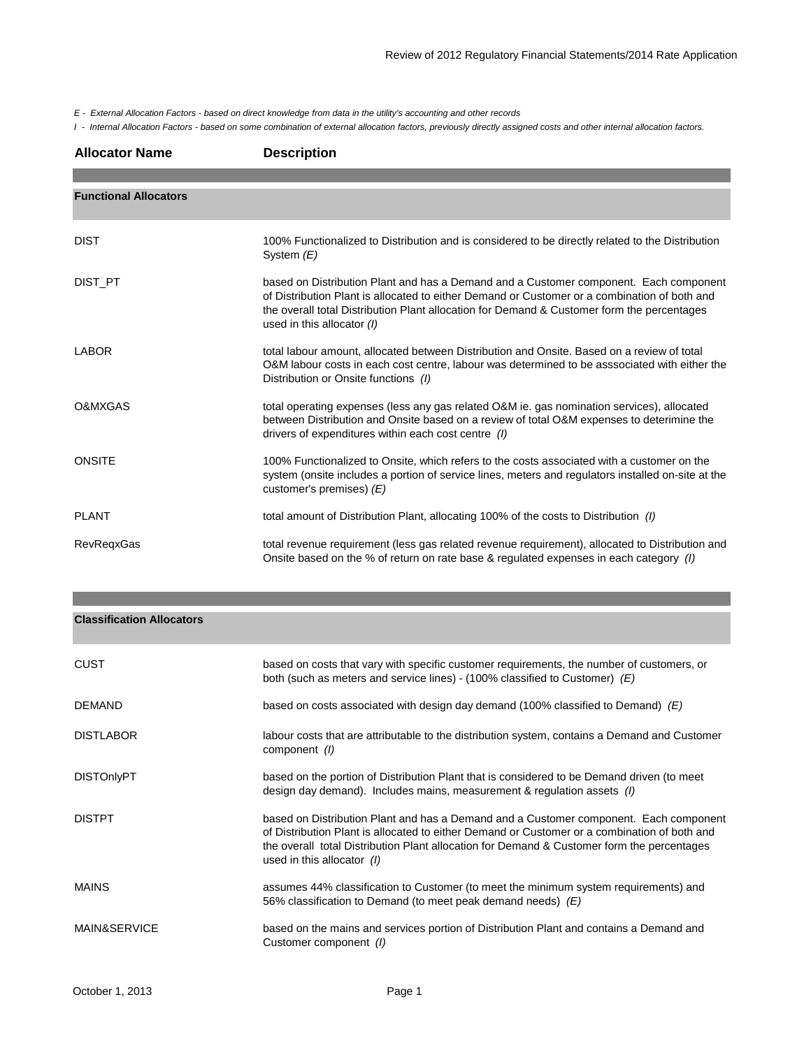*E - External Allocation Factors - based on direct knowledge from data in the utility's accounting and other records*

*I - Internal Allocation Factors - based on some combination of external allocation factors, previously directly assigned costs and other internal allocation factors.*

| Allocator Name | Description |
|---|---|
| **Functional Allocators** | |
| DIST | 100% Functionalized to Distribution and is considered to be directly related to the Distribution System *(E)* |
| DIST_PT | based on Distribution Plant and has a Demand and a Customer component. Each component of Distribution Plant is allocated to either Demand or Customer or a combination of both and the overall total Distribution Plant allocation for Demand & Customer form the percentages used in this allocator *(I)* |
| LABOR | total labour amount, allocated between Distribution and Onsite. Based on a review of total O&M labour costs in each cost centre, labour was determined to be asssociated with either the Distribution or Onsite functions *(I)* |
| O&MXGAS | total operating expenses (less any gas related O&M ie. gas nomination services), allocated between Distribution and Onsite based on a review of total O&M expenses to deterimine the drivers of expenditures within each cost centre *(I)* |
| ONSITE | 100% Functionalized to Onsite, which refers to the costs associated with a customer on the system (onsite includes a portion of service lines, meters and regulators installed on-site at the customer's premises) *(E)* |
| PLANT | total amount of Distribution Plant, allocating 100% of the costs to Distribution *(I)* |
| RevReqxGas | total revenue requirement (less gas related revenue requirement), allocated to Distribution and Onsite based on the % of return on rate base & regulated expenses in each category *(I)* |
| **Classification Allocators** | |
| CUST | based on costs that vary with specific customer requirements, the number of customers, or both (such as meters and service lines) - (100% classified to Customer) *(E)* |
| DEMAND | based on costs associated with design day demand (100% classified to Demand) *(E)* |
| DISTLABOR | labour costs that are attributable to the distribution system, contains a Demand and Customer component *(I)* |
| DISTOnlyPT | based on the portion of Distribution Plant that is considered to be Demand driven (to meet design day demand). Includes mains, measurement & regulation assets *(I)* |
| DISTPT | based on Distribution Plant and has a Demand and a Customer component. Each component of Distribution Plant is allocated to either Demand or Customer or a combination of both and the overall total Distribution Plant allocation for Demand & Customer form the percentages used in this allocator *(I)* |
| MAINS | assumes 44% classification to Customer (to meet the minimum system requirements) and 56% classification to Demand (to meet peak demand needs) *(E)* |
| MAIN&SERVICE | based on the mains and services portion of Distribution Plant and contains a Demand and Customer component *(I)* |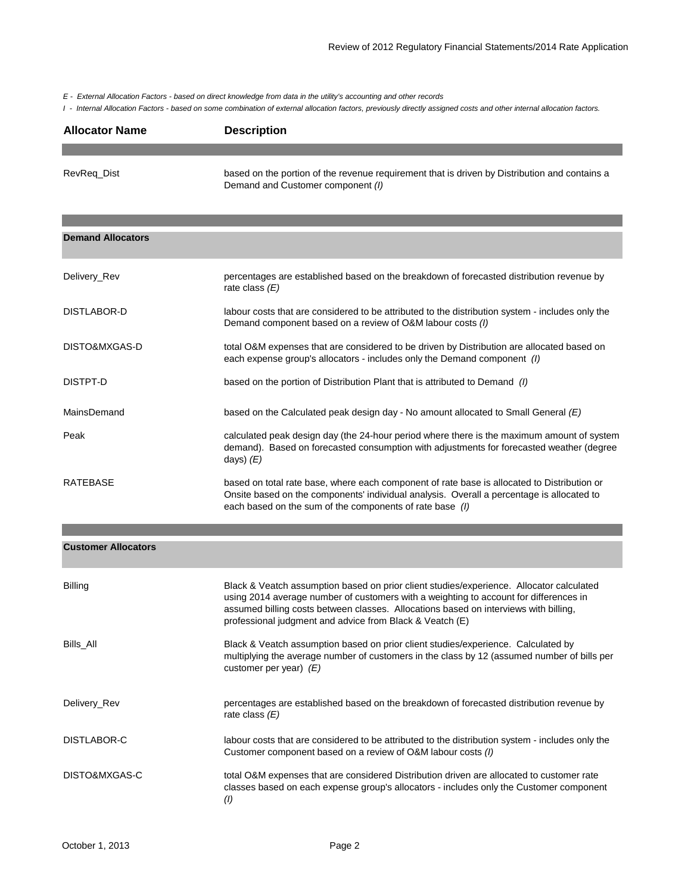*E - External Allocation Factors - based on direct knowledge from data in the utility's accounting and other records*

*I - Internal Allocation Factors - based on some combination of external allocation factors, previously directly assigned costs and other internal allocation factors.*

| Allocator Name | Description |
|---|---|
| RevReq_Dist | based on the portion of the revenue requirement that is driven by Distribution and contains a Demand and Customer component *(I)* |
| **Demand Allocators** | |
| Delivery_Rev | percentages are established based on the breakdown of forecasted distribution revenue by rate class *(E)* |
| DISTLABOR-D | labour costs that are considered to be attributed to the distribution system - includes only the Demand component based on a review of O&M labour costs *(I)* |
| DISTO&MXGAS-D | total O&M expenses that are considered to be driven by Distribution are allocated based on each expense group's allocators - includes only the Demand component *(I)* |
| DISTPT-D | based on the portion of Distribution Plant that is attributed to Demand *(I)* |
| MainsDemand | based on the Calculated peak design day - No amount allocated to Small General *(E)* |
| Peak | calculated peak design day (the 24-hour period where there is the maximum amount of system demand). Based on forecasted consumption with adjustments for forecasted weather (degree days) *(E)* |
| RATEBASE | based on total rate base, where each component of rate base is allocated to Distribution or Onsite based on the components' individual analysis. Overall a percentage is allocated to each based on the sum of the components of rate base *(I)* |
| **Customer Allocators** | |
| Billing | Black & Veatch assumption based on prior client studies/experience. Allocator calculated using 2014 average number of customers with a weighting to account for differences in assumed billing costs between classes. Allocations based on interviews with billing, professional judgment and advice from Black & Veatch (E) |
| Bills_All | Black & Veatch assumption based on prior client studies/experience. Calculated by multiplying the average number of customers in the class by 12 (assumed number of bills per customer per year) *(E)* |
| Delivery_Rev | percentages are established based on the breakdown of forecasted distribution revenue by rate class *(E)* |
| DISTLABOR-C | labour costs that are considered to be attributed to the distribution system - includes only the Customer component based on a review of O&M labour costs *(I)* |
| DISTO&MXGAS-C | total O&M expenses that are considered Distribution driven are allocated to customer rate classes based on each expense group's allocators - includes only the Customer component *(I)* |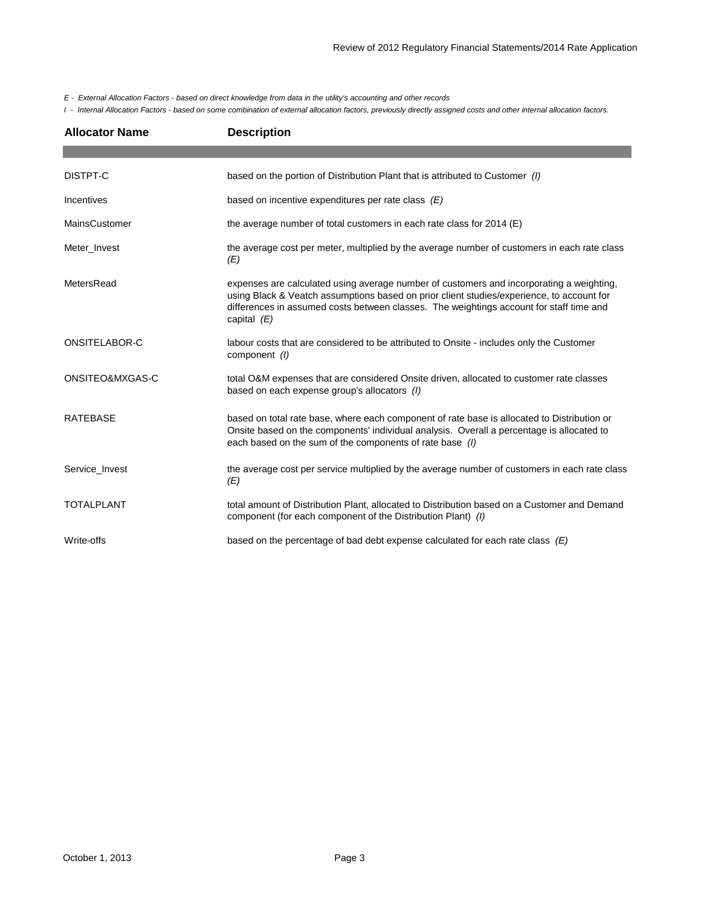*E - External Allocation Factors - based on direct knowledge from data in the utility's accounting and other records*

*I - Internal Allocation Factors - based on some combination of external allocation factors, previously directly assigned costs and other internal allocation factors.*

| Allocator Name | Description |
|---|---|
| DISTPT-C | based on the portion of Distribution Plant that is attributed to Customer *(I)* |
| Incentives | based on incentive expenditures per rate class *(E)* |
| MainsCustomer | the average number of total customers in each rate class for 2014 (E) |
| Meter_Invest | the average cost per meter, multiplied by the average number of customers in each rate class *(E)* |
| MetersRead | expenses are calculated using average number of customers and incorporating a weighting, using Black & Veatch assumptions based on prior client studies/experience, to account for differences in assumed costs between classes. The weightings account for staff time and capital *(E)* |
| ONSITELABOR-C | labour costs that are considered to be attributed to Onsite - includes only the Customer component *(I)* |
| ONSITEO&MXGAS-C | total O&M expenses that are considered Onsite driven, allocated to customer rate classes based on each expense group's allocators *(I)* |
| RATEBASE | based on total rate base, where each component of rate base is allocated to Distribution or Onsite based on the components' individual analysis. Overall a percentage is allocated to each based on the sum of the components of rate base *(I)* |
| Service_Invest | the average cost per service multiplied by the average number of customers in each rate class *(E)* |
| TOTALPLANT | total amount of Distribution Plant, allocated to Distribution based on a Customer and Demand component (for each component of the Distribution Plant) *(I)* |
| Write-offs | based on the percentage of bad debt expense calculated for each rate class *(E)* |